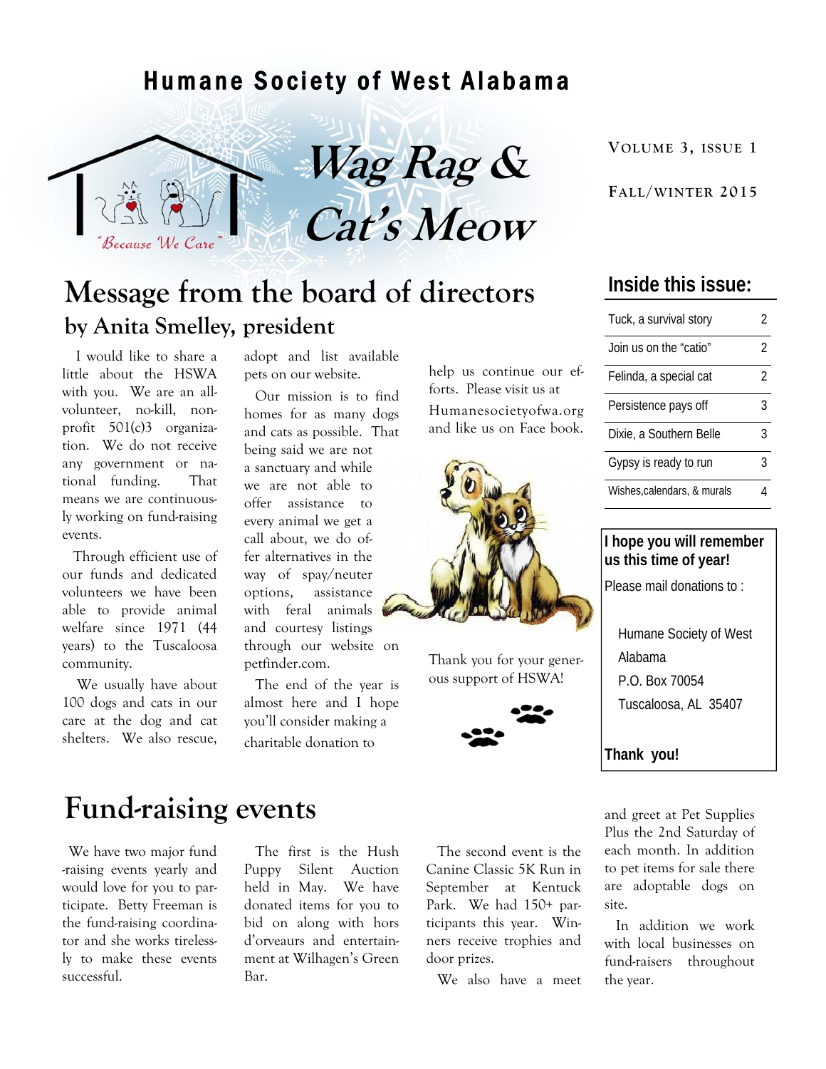# Humane Society of West Alabama

# Wag Rag & Cat's Meow

"Because We Care"

**VOLUME 3, ISSUE 1**

**FALL/WINTER 2015**

## Message from the board of directors
### by Anita Smelley, president

I would like to share a little about the HSWA with you. We are an all-volunteer, no-kill, non-profit 501(c)3 organization. We do not receive any government or national funding. That means we are continuously working on fund-raising events.

Through efficient use of our funds and dedicated volunteers we have been able to provide animal welfare since 1971 (44 years) to the Tuscaloosa community.

We usually have about 100 dogs and cats in our care at the dog and cat shelters. We also rescue, adopt and list available pets on our website.

Our mission is to find homes for as many dogs and cats as possible. That being said we are not a sanctuary and while we are not able to offer assistance to every animal we get a call about, we do offer alternatives in the way of spay/neuter options, assistance with feral animals and courtesy listings through our website on petfinder.com.

The end of the year is almost here and I hope you'll consider making a charitable donation to help us continue our efforts. Please visit us at Humanesocietyofwa.org and like us on Face book.

Thank you for your generous support of HSWA!

## Inside this issue:

| | |
|---|---|
| Tuck, a survival story | 2 |
| Join us on the "catio" | 2 |
| Felinda, a special cat | 2 |
| Persistence pays off | 3 |
| Dixie, a Southern Belle | 3 |
| Gypsy is ready to run | 3 |
| Wishes,calendars, & murals | 4 |

**I hope you will remember us this time of year!**

Please mail donations to :

Humane Society of West Alabama
P.O. Box 70054
Tuscaloosa, AL 35407

**Thank you!**

## Fund-raising events

We have two major fund-raising events yearly and would love for you to participate. Betty Freeman is the fund-raising coordinator and she works tirelessly to make these events successful.

The first is the Hush Puppy Silent Auction held in May. We have donated items for you to bid on along with hors d'orveaurs and entertainment at Wilhagen's Green Bar.

The second event is the Canine Classic 5K Run in September at Kentuck Park. We had 150+ participants this year. Winners receive trophies and door prizes.

We also have a meet and greet at Pet Supplies Plus the 2nd Saturday of each month. In addition to pet items for sale there are adoptable dogs on site.

In addition we work with local businesses on fund-raisers throughout the year.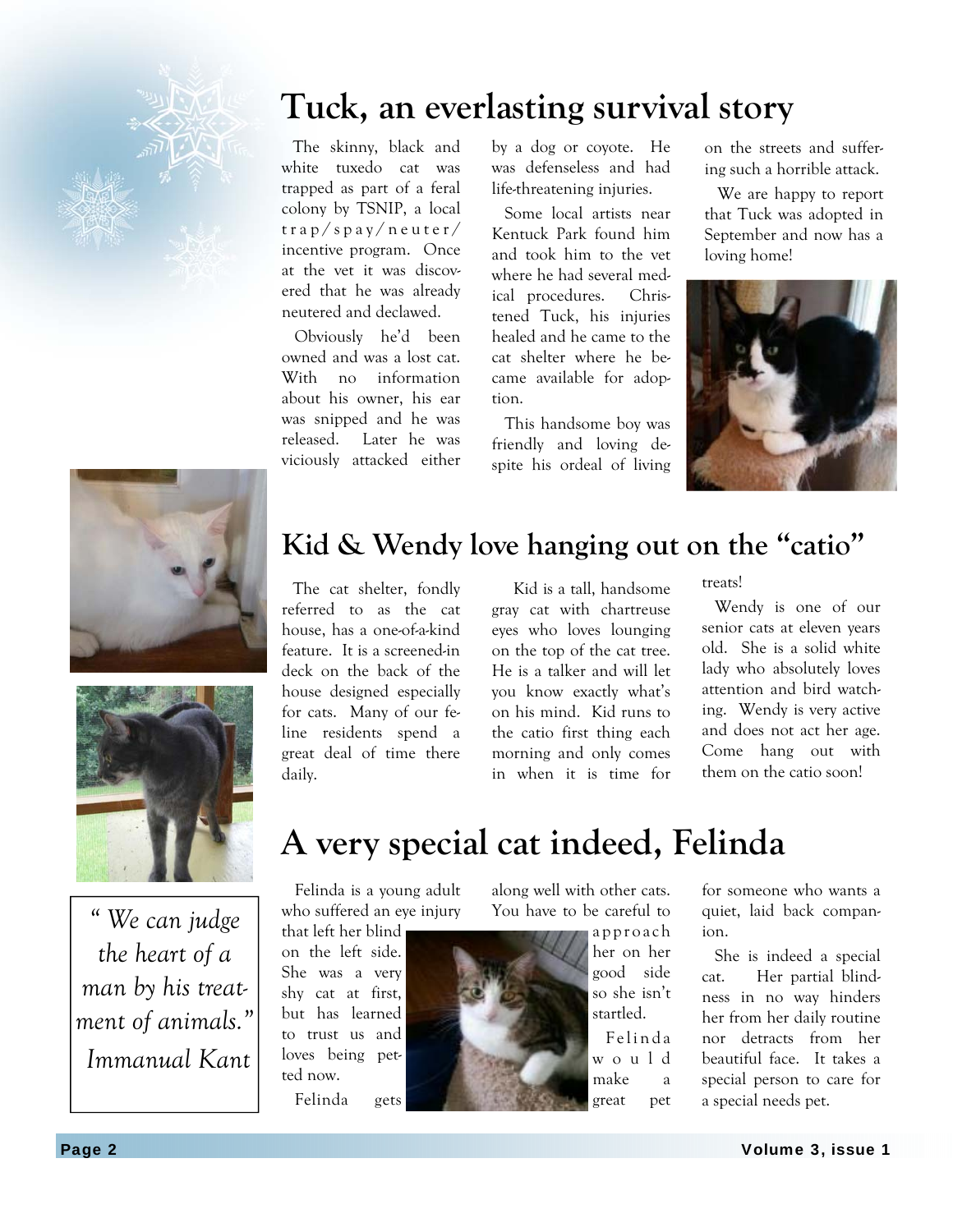# Tuck, an everlasting survival story

The skinny, black and white tuxedo cat was trapped as part of a feral colony by TSNIP, a local trap/spay/neuter/incentive program. Once at the vet it was discovered that he was already neutered and declawed.

Obviously he'd been owned and was a lost cat. With no information about his owner, his ear was snipped and he was released. Later he was viciously attacked either by a dog or coyote. He was defenseless and had life-threatening injuries.

Some local artists near Kentuck Park found him and took him to the vet where he had several medical procedures. Christened Tuck, his injuries healed and he came to the cat shelter where he became available for adoption.

This handsome boy was friendly and loving despite his ordeal of living on the streets and suffering such a horrible attack.

We are happy to report that Tuck was adopted in September and now has a loving home!

# Kid & Wendy love hanging out on the "catio"

The cat shelter, fondly referred to as the cat house, has a one-of-a-kind feature. It is a screened-in deck on the back of the house designed especially for cats. Many of our feline residents spend a great deal of time there daily.

Kid is a tall, handsome gray cat with chartreuse eyes who loves lounging on the top of the cat tree. He is a talker and will let you know exactly what's on his mind. Kid runs to the catio first thing each morning and only comes in when it is time for treats!

Wendy is one of our senior cats at eleven years old. She is a solid white lady who absolutely loves attention and bird watching. Wendy is very active and does not act her age. Come hang out with them on the catio soon!

*" We can judge the heart of a man by his treatment of animals." Immanual Kant*

# A very special cat indeed, Felinda

Felinda is a young adult who suffered an eye injury that left her blind on the left side. She was a very shy cat at first, but has learned to trust us and loves being petted now.

Felinda gets along well with other cats. You have to be careful to approach her on her good side so she isn't startled.

Felinda would make a great pet for someone who wants a quiet, laid back companion.

She is indeed a special cat. Her partial blindness in no way hinders her from her daily routine nor detracts from her beautiful face. It takes a special person to care for a special needs pet.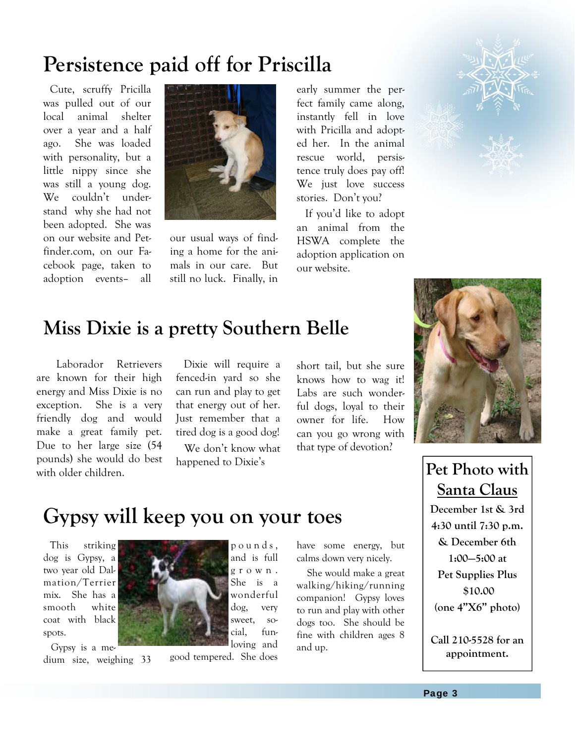# Persistence paid off for Priscilla

Cute, scruffy Pricilla was pulled out of our local animal shelter over a year and a half ago. She was loaded with personality, but a little nippy since she was still a young dog. We couldn't understand why she had not been adopted. She was on our website and Petfinder.com, on our Facebook page, taken to adoption events– all our usual ways of finding a home for the animals in our care. But still no luck. Finally, in early summer the perfect family came along, instantly fell in love with Pricilla and adopted her. In the animal rescue world, persistence truly does pay off! We just love success stories. Don't you?

If you'd like to adopt an animal from the HSWA complete the adoption application on our website.

# Miss Dixie is a pretty Southern Belle

Laborador Retrievers are known for their high energy and Miss Dixie is no exception. She is a very friendly dog and would make a great family pet. Due to her large size (54 pounds) she would do best with older children.

Dixie will require a fenced-in yard so she can run and play to get that energy out of her. Just remember that a tired dog is a good dog!

We don't know what happened to Dixie's short tail, but she sure knows how to wag it! Labs are such wonderful dogs, loyal to their owner for life. How can you go wrong with that type of devotion?

# Gypsy will keep you on your toes

This striking dog is Gypsy, a two year old Dalmation/Terrier mix. She has a smooth white coat with black spots.

Gypsy is a medium size, weighing 33 pounds, and is full grown. She is a wonderful dog, very sweet, social, fun-loving and good tempered. She does have some energy, but calms down very nicely.

She would make a great walking/hiking/running companion! Gypsy loves to run and play with other dogs too. She should be fine with children ages 8 and up.

## Pet Photo with Santa Claus

**December 1st & 3rd**
**4:30 until 7:30 p.m.**
**& December 6th**
**1:00—5:00 at**
**Pet Supplies Plus**
**$10.00**
**(one 4"X6" photo)**

**Call 210-5528 for an appointment.**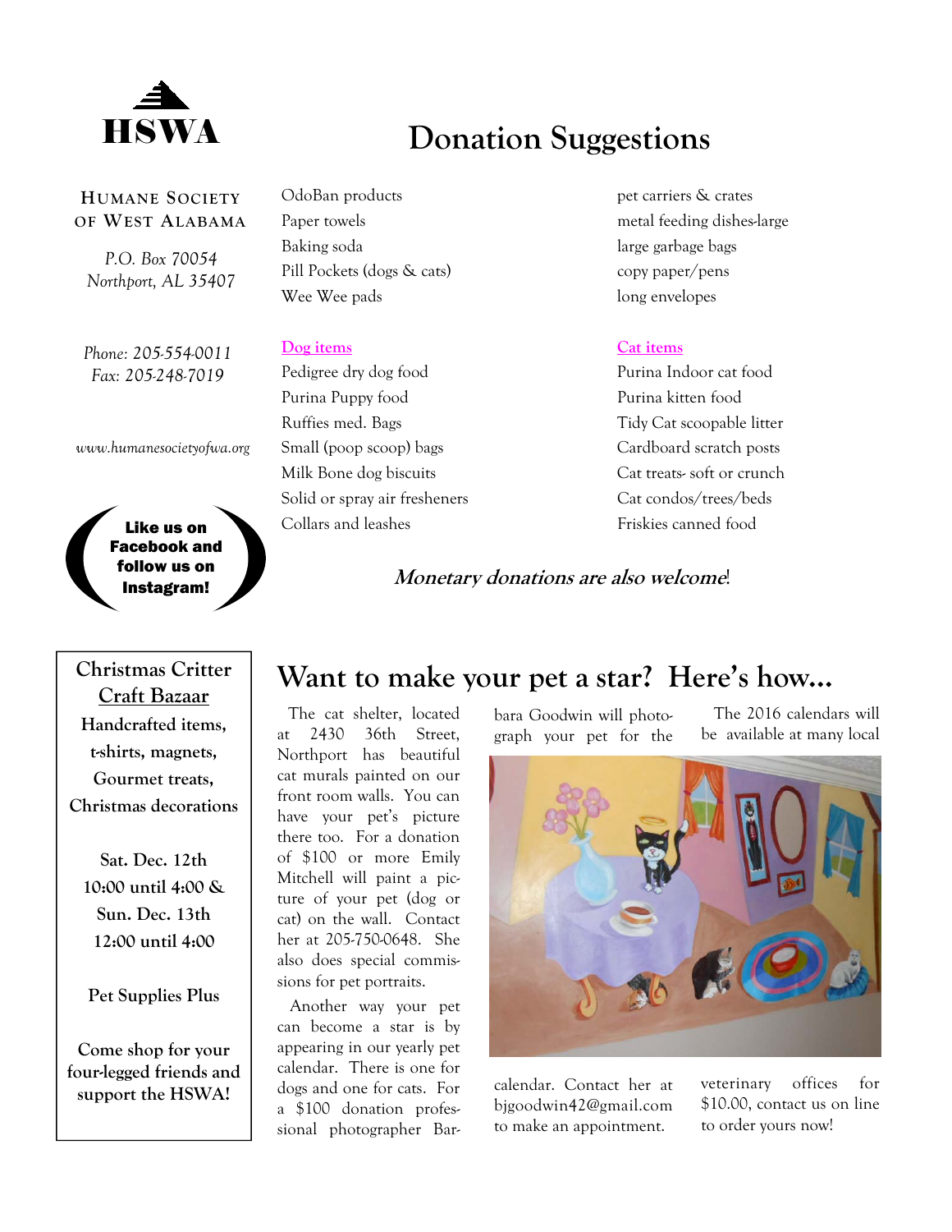**HSWA**

**Humane Society of West Alabama**

*P.O. Box 70054*
*Northport, AL 35407*

*Phone: 205-554-0011*
*Fax: 205-248-7019*

*www.humanesocietyofwa.org*

**Like us on Facebook and follow us on Instagram!**

**Christmas Critter Craft Bazaar**

**Handcrafted items, t-shirts, magnets, Gourmet treats, Christmas decorations**

**Sat. Dec. 12th 10:00 until 4:00 & Sun. Dec. 13th 12:00 until 4:00**

**Pet Supplies Plus**

**Come shop for your four-legged friends and support the HSWA!**

# Donation Suggestions

- OdoBan products
- Paper towels
- Baking soda
- Pill Pockets (dogs & cats)
- Wee Wee pads
- pet carriers & crates
- metal feeding dishes-large
- large garbage bags
- copy paper/pens
- long envelopes

**Dog items**

- Pedigree dry dog food
- Purina Puppy food
- Ruffies med. Bags
- Small (poop scoop) bags
- Milk Bone dog biscuits
- Solid or spray air fresheners
- Collars and leashes

**Cat items**

- Purina Indoor cat food
- Purina kitten food
- Tidy Cat scoopable litter
- Cardboard scratch posts
- Cat treats- soft or crunch
- Cat condos/trees/beds
- Friskies canned food

***Monetary donations are also welcome!***

## Want to make your pet a star? Here's how...

The cat shelter, located at 2430 36th Street, Northport has beautiful cat murals painted on our front room walls. You can have your pet's picture there too. For a donation of $100 or more Emily Mitchell will paint a picture of your pet (dog or cat) on the wall. Contact her at 205-750-0648. She also does special commissions for pet portraits.

Another way your pet can become a star is by appearing in our yearly pet calendar. There is one for dogs and one for cats. For a $100 donation professional photographer Barbara Goodwin will photograph your pet for the calendar. Contact her at bjgoodwin42@gmail.com to make an appointment.

The 2016 calendars will be available at many local veterinary offices for $10.00, contact us on line to order yours now!